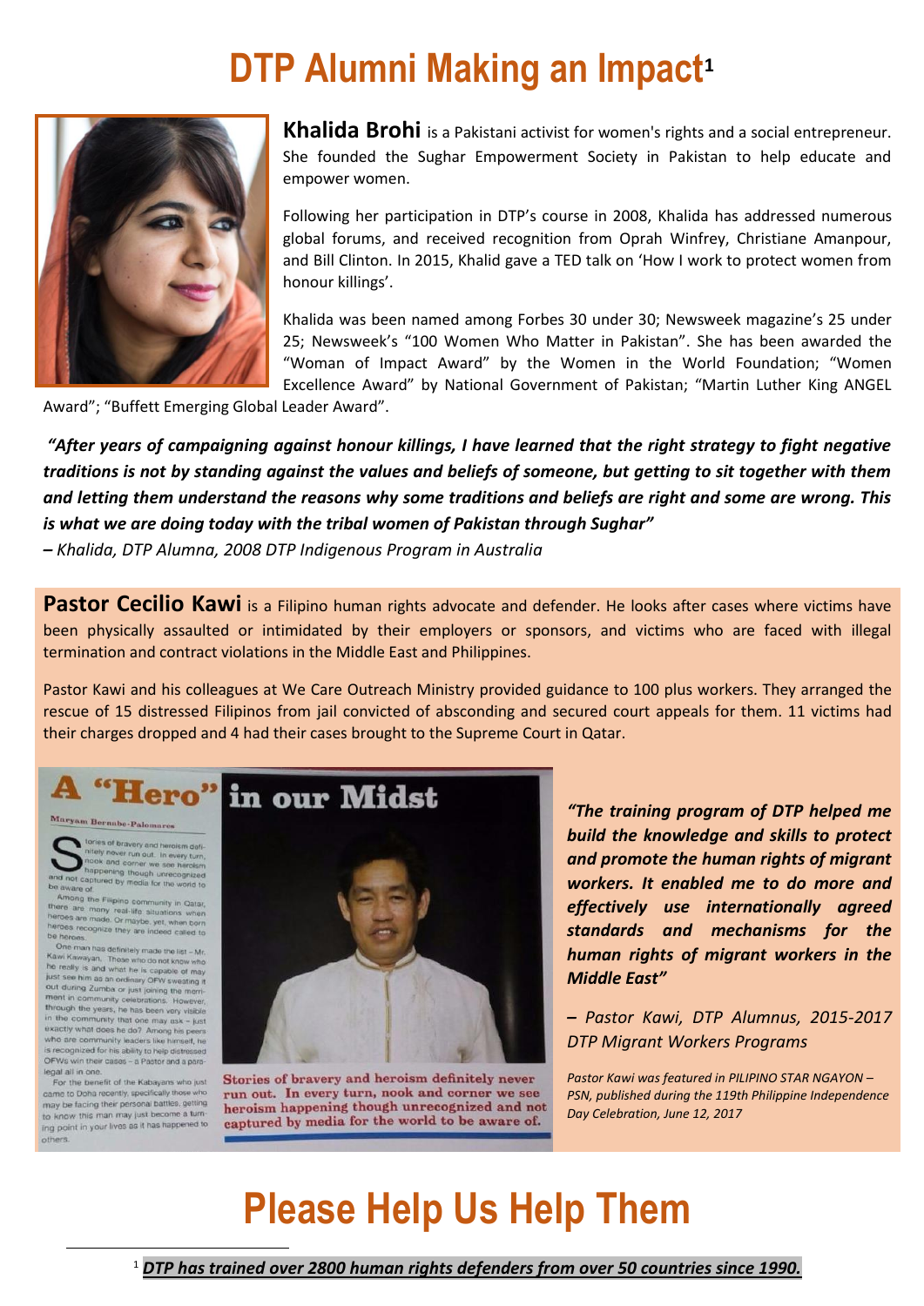# DTP Alumni Making an Impact[1]

**Khalida Brohi** is a Pakistani activist for women's rights and a social entrepreneur. She founded the Sughar Empowerment Society in Pakistan to help educate and empower women.

Following her participation in DTP's course in 2008, Khalida has addressed numerous global forums, and received recognition from Oprah Winfrey, Christiane Amanpour, and Bill Clinton. In 2015, Khalid gave a TED talk on 'How I work to protect women from honour killings'.

Khalida was been named among Forbes 30 under 30; Newsweek magazine's 25 under 25; Newsweek's "100 Women Who Matter in Pakistan". She has been awarded the "Woman of Impact Award" by the Women in the World Foundation; "Women Excellence Award" by National Government of Pakistan; "Martin Luther King ANGEL Award"; "Buffett Emerging Global Leader Award".

***"After years of campaigning against honour killings, I have learned that the right strategy to fight negative traditions is not by standing against the values and beliefs of someone, but getting to sit together with them and letting them understand the reasons why some traditions and beliefs are right and some are wrong. This is what we are doing today with the tribal women of Pakistan through Sughar"***

*– Khalida, DTP Alumna, 2008 DTP Indigenous Program in Australia*

**Pastor Cecilio Kawi** is a Filipino human rights advocate and defender. He looks after cases where victims have been physically assaulted or intimidated by their employers or sponsors, and victims who are faced with illegal termination and contract violations in the Middle East and Philippines.

Pastor Kawi and his colleagues at We Care Outreach Ministry provided guidance to 100 plus workers. They arranged the rescue of 15 distressed Filipinos from jail convicted of absconding and secured court appeals for them. 11 victims had their charges dropped and 4 had their cases brought to the Supreme Court in Qatar.

***"The training program of DTP helped me build the knowledge and skills to protect and promote the human rights of migrant workers. It enabled me to do more and effectively use internationally agreed standards and mechanisms for the human rights of migrant workers in the Middle East"***

*– Pastor Kawi, DTP Alumnus, 2015-2017 DTP Migrant Workers Programs*

*Pastor Kawi was featured in PILIPINO STAR NGAYON – PSN, published during the 119th Philippine Independence Day Celebration, June 12, 2017*

# Please Help Us Help Them

[1] ***DTP has trained over 2800 human rights defenders from over 50 countries since 1990.***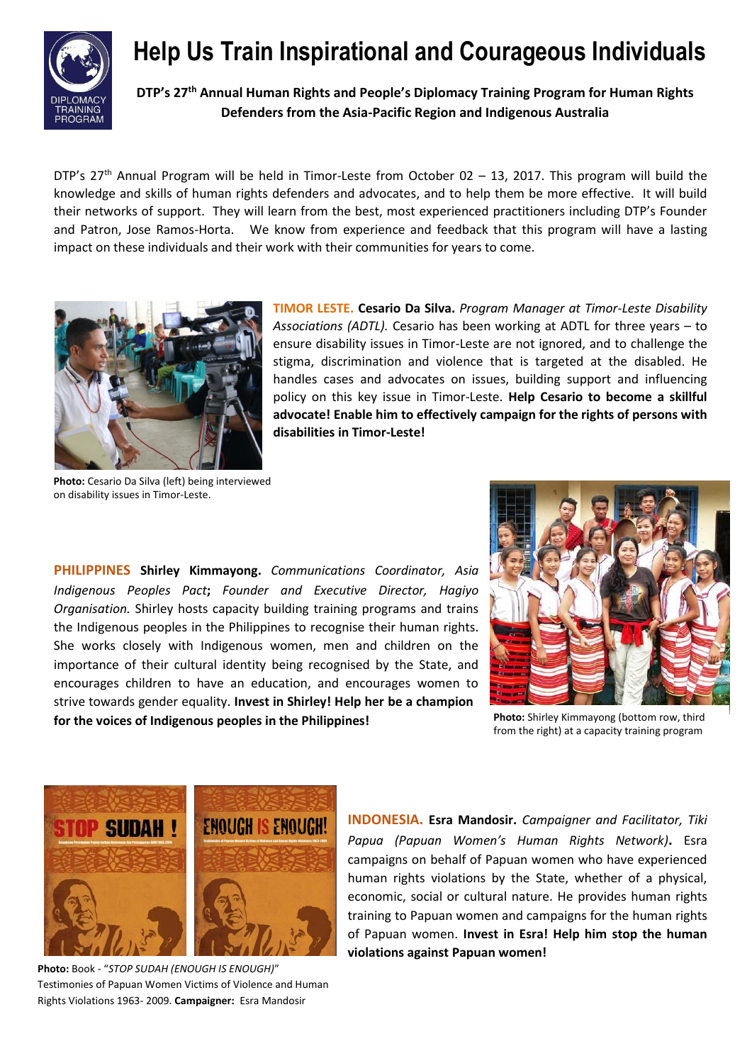# Help Us Train Inspirational and Courageous Individuals

**DTP's 27th Annual Human Rights and People's Diplomacy Training Program for Human Rights Defenders from the Asia-Pacific Region and Indigenous Australia**

DTP's 27th Annual Program will be held in Timor-Leste from October 02 – 13, 2017. This program will build the knowledge and skills of human rights defenders and advocates, and to help them be more effective. It will build their networks of support. They will learn from the best, most experienced practitioners including DTP's Founder and Patron, Jose Ramos-Horta. We know from experience and feedback that this program will have a lasting impact on these individuals and their work with their communities for years to come.

**TIMOR LESTE. Cesario Da Silva.** *Program Manager at Timor-Leste Disability Associations (ADTL).* Cesario has been working at ADTL for three years – to ensure disability issues in Timor-Leste are not ignored, and to challenge the stigma, discrimination and violence that is targeted at the disabled. He handles cases and advocates on issues, building support and influencing policy on this key issue in Timor-Leste. **Help Cesario to become a skillful advocate! Enable him to effectively campaign for the rights of persons with disabilities in Timor-Leste!**

**Photo:** Cesario Da Silva (left) being interviewed on disability issues in Timor-Leste.

**PHILIPPINES Shirley Kimmayong.** *Communications Coordinator, Asia Indigenous Peoples Pact***;** *Founder and Executive Director, Hagiyo Organisation.* Shirley hosts capacity building training programs and trains the Indigenous peoples in the Philippines to recognise their human rights. She works closely with Indigenous women, men and children on the importance of their cultural identity being recognised by the State, and encourages children to have an education, and encourages women to strive towards gender equality. **Invest in Shirley! Help her be a champion for the voices of Indigenous peoples in the Philippines!**

**Photo:** Shirley Kimmayong (bottom row, third from the right) at a capacity training program

**INDONESIA. Esra Mandosir.** *Campaigner and Facilitator, Tiki Papua (Papuan Women's Human Rights Network)***.** Esra campaigns on behalf of Papuan women who have experienced human rights violations by the State, whether of a physical, economic, social or cultural nature. He provides human rights training to Papuan women and campaigns for the human rights of Papuan women. **Invest in Esra! Help him stop the human violations against Papuan women!**

**Photo:** Book - *"STOP SUDAH (ENOUGH IS ENOUGH)"* Testimonies of Papuan Women Victims of Violence and Human Rights Violations 1963- 2009. **Campaigner:** Esra Mandosir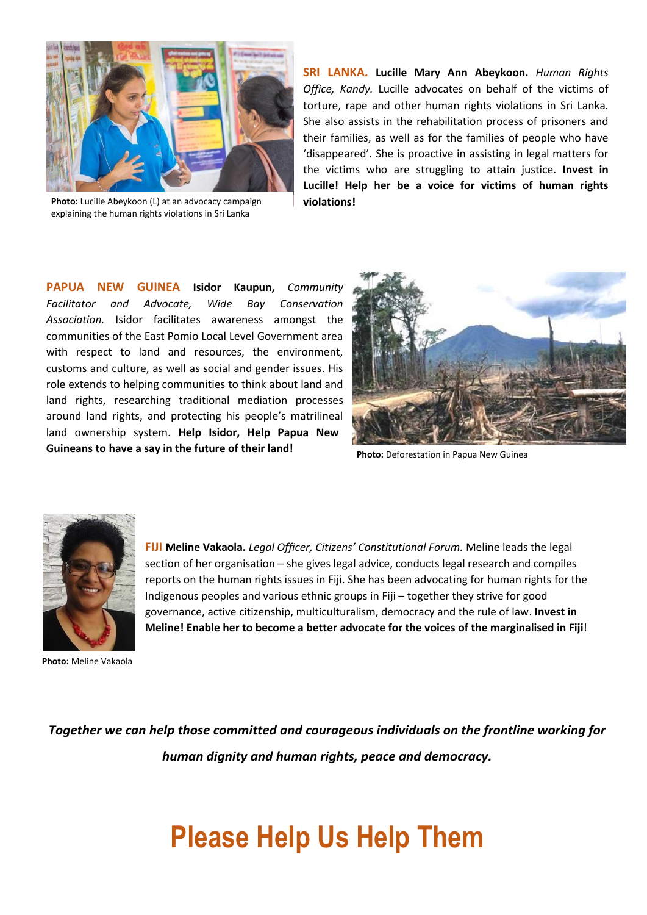**SRI LANKA. Lucille Mary Ann Abeykoon.** *Human Rights Office, Kandy.* Lucille advocates on behalf of the victims of torture, rape and other human rights violations in Sri Lanka. She also assists in the rehabilitation process of prisoners and their families, as well as for the families of people who have 'disappeared'. She is proactive in assisting in legal matters for the victims who are struggling to attain justice. **Invest in Lucille! Help her be a voice for victims of human rights violations!**

**Photo:** Lucille Abeykoon (L) at an advocacy campaign explaining the human rights violations in Sri Lanka

**PAPUA NEW GUINEA Isidor Kaupun,** *Community Facilitator and Advocate, Wide Bay Conservation Association.* Isidor facilitates awareness amongst the communities of the East Pomio Local Level Government area with respect to land and resources, the environment, customs and culture, as well as social and gender issues. His role extends to helping communities to think about land and land rights, researching traditional mediation processes around land rights, and protecting his people's matrilineal land ownership system. **Help Isidor, Help Papua New Guineans to have a say in the future of their land!**

**Photo:** Deforestation in Papua New Guinea

**FIJI Meline Vakaola.** *Legal Officer, Citizens' Constitutional Forum.* Meline leads the legal section of her organisation – she gives legal advice, conducts legal research and compiles reports on the human rights issues in Fiji. She has been advocating for human rights for the Indigenous peoples and various ethnic groups in Fiji – together they strive for good governance, active citizenship, multiculturalism, democracy and the rule of law. **Invest in Meline! Enable her to become a better advocate for the voices of the marginalised in Fiji**!

**Photo:** Meline Vakaola

***Together we can help those committed and courageous individuals on the frontline working for human dignity and human rights, peace and democracy.***

# Please Help Us Help Them